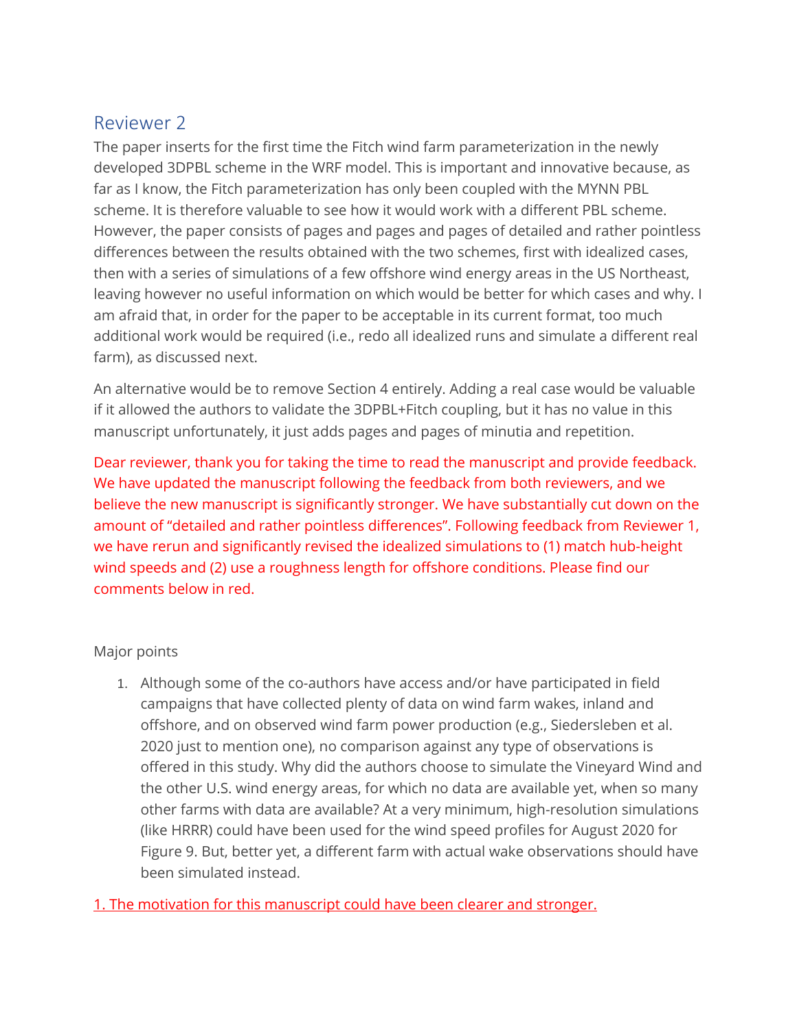## Reviewer 2

The paper inserts for the first time the Fitch wind farm parameterization in the newly developed 3DPBL scheme in the WRF model. This is important and innovative because, as far as I know, the Fitch parameterization has only been coupled with the MYNN PBL scheme. It is therefore valuable to see how it would work with a different PBL scheme. However, the paper consists of pages and pages and pages of detailed and rather pointless differences between the results obtained with the two schemes, first with idealized cases, then with a series of simulations of a few offshore wind energy areas in the US Northeast, leaving however no useful information on which would be better for which cases and why. I am afraid that, in order for the paper to be acceptable in its current format, too much additional work would be required (i.e., redo all idealized runs and simulate a different real farm), as discussed next.

An alternative would be to remove Section 4 entirely. Adding a real case would be valuable if it allowed the authors to validate the 3DPBL+Fitch coupling, but it has no value in this manuscript unfortunately, it just adds pages and pages of minutia and repetition.

Dear reviewer, thank you for taking the time to read the manuscript and provide feedback. We have updated the manuscript following the feedback from both reviewers, and we believe the new manuscript is significantly stronger. We have substantially cut down on the amount of "detailed and rather pointless differences". Following feedback from Reviewer 1, we have rerun and significantly revised the idealized simulations to (1) match hub-height wind speeds and (2) use a roughness length for offshore conditions. Please find our comments below in red.

Major points

1. Although some of the co-authors have access and/or have participated in field campaigns that have collected plenty of data on wind farm wakes, inland and offshore, and on observed wind farm power production (e.g., Siedersleben et al. 2020 just to mention one), no comparison against any type of observations is offered in this study. Why did the authors choose to simulate the Vineyard Wind and the other U.S. wind energy areas, for which no data are available yet, when so many other farms with data are available? At a very minimum, high-resolution simulations (like HRRR) could have been used for the wind speed profiles for August 2020 for Figure 9. But, better yet, a different farm with actual wake observations should have been simulated instead.

1. The motivation for this manuscript could have been clearer and stronger.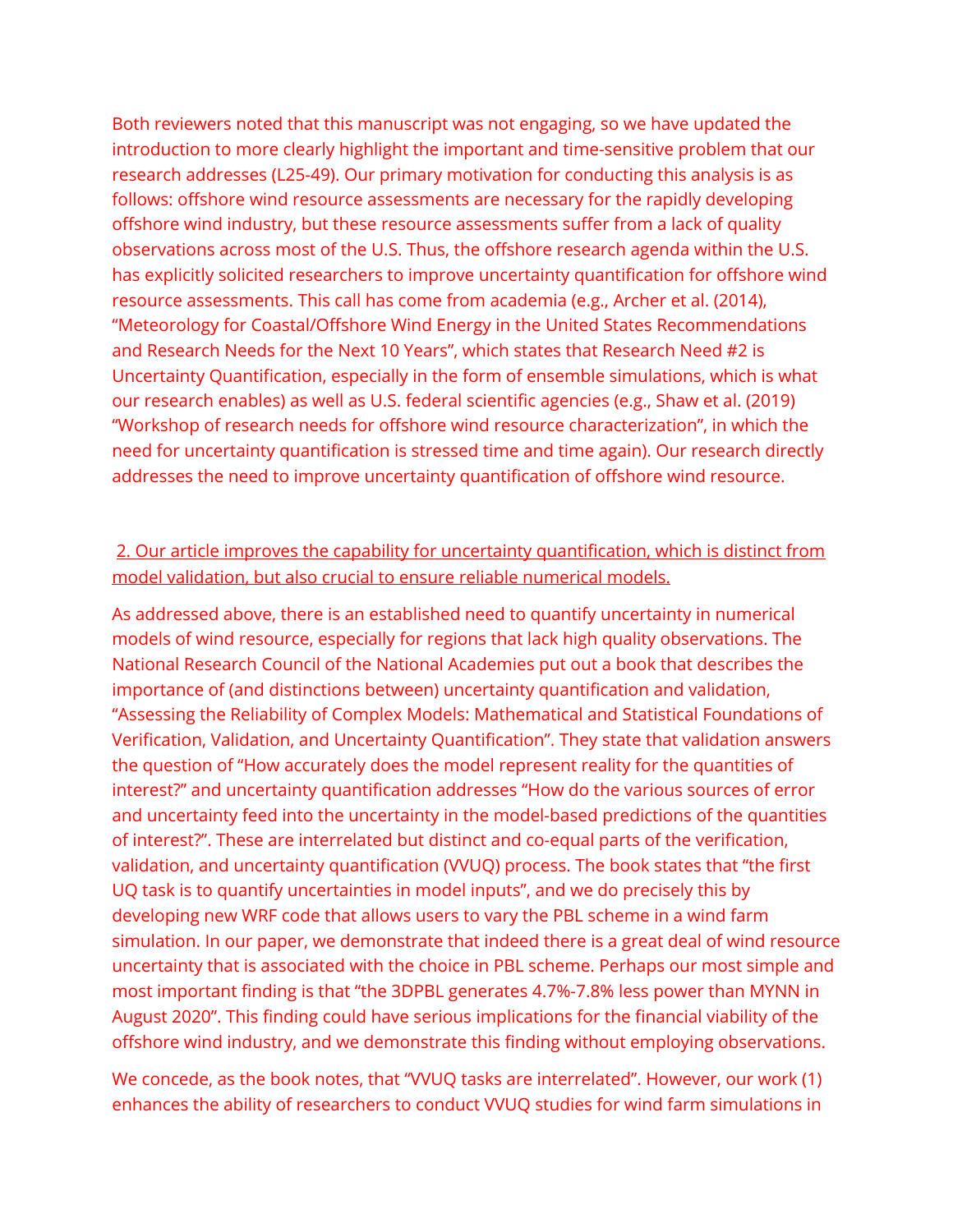Both reviewers noted that this manuscript was not engaging, so we have updated the introduction to more clearly highlight the important and time-sensitive problem that our research addresses (L25-49). Our primary motivation for conducting this analysis is as follows: offshore wind resource assessments are necessary for the rapidly developing offshore wind industry, but these resource assessments suffer from a lack of quality observations across most of the U.S. Thus, the offshore research agenda within the U.S. has explicitly solicited researchers to improve uncertainty quantification for offshore wind resource assessments. This call has come from academia (e.g., Archer et al. (2014), "Meteorology for Coastal/Offshore Wind Energy in the United States Recommendations and Research Needs for the Next 10 Years", which states that Research Need #2 is Uncertainty Quantification, especially in the form of ensemble simulations, which is what our research enables) as well as U.S. federal scientific agencies (e.g., Shaw et al. (2019) "Workshop of research needs for offshore wind resource characterization", in which the need for uncertainty quantification is stressed time and time again). Our research directly addresses the need to improve uncertainty quantification of offshore wind resource.

<u>2. Our article improves the capability for uncertainty quantification, which is distinct from model validation, but also crucial to ensure reliable numerical models.</u>

As addressed above, there is an established need to quantify uncertainty in numerical models of wind resource, especially for regions that lack high quality observations. The National Research Council of the National Academies put out a book that describes the importance of (and distinctions between) uncertainty quantification and validation, "Assessing the Reliability of Complex Models: Mathematical and Statistical Foundations of Verification, Validation, and Uncertainty Quantification". They state that validation answers the question of "How accurately does the model represent reality for the quantities of interest?" and uncertainty quantification addresses "How do the various sources of error and uncertainty feed into the uncertainty in the model-based predictions of the quantities of interest?". These are interrelated but distinct and co-equal parts of the verification, validation, and uncertainty quantification (VVUQ) process. The book states that "the first UQ task is to quantify uncertainties in model inputs", and we do precisely this by developing new WRF code that allows users to vary the PBL scheme in a wind farm simulation. In our paper, we demonstrate that indeed there is a great deal of wind resource uncertainty that is associated with the choice in PBL scheme. Perhaps our most simple and most important finding is that "the 3DPBL generates 4.7%-7.8% less power than MYNN in August 2020". This finding could have serious implications for the financial viability of the offshore wind industry, and we demonstrate this finding without employing observations.

We concede, as the book notes, that "VVUQ tasks are interrelated". However, our work (1) enhances the ability of researchers to conduct VVUQ studies for wind farm simulations in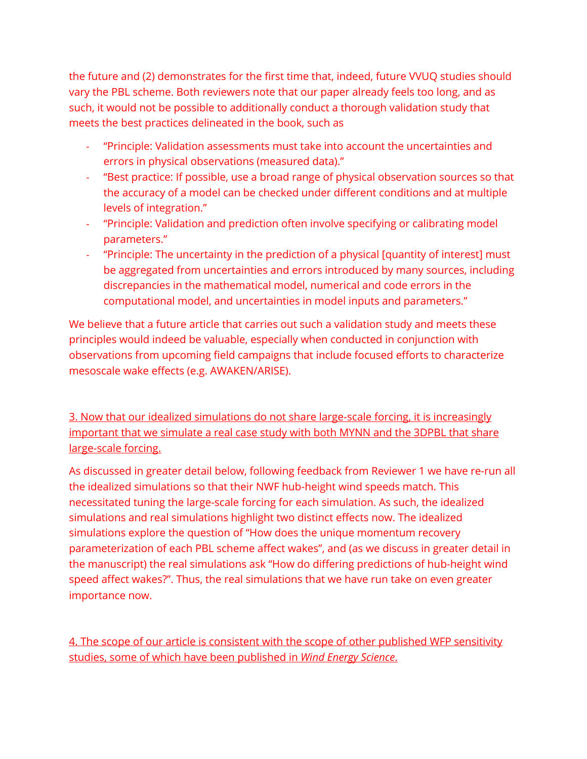the future and (2) demonstrates for the first time that, indeed, future VVUQ studies should vary the PBL scheme. Both reviewers note that our paper already feels too long, and as such, it would not be possible to additionally conduct a thorough validation study that meets the best practices delineated in the book, such as

- "Principle: Validation assessments must take into account the uncertainties and errors in physical observations (measured data)."
- "Best practice: If possible, use a broad range of physical observation sources so that the accuracy of a model can be checked under different conditions and at multiple levels of integration."
- "Principle: Validation and prediction often involve specifying or calibrating model parameters."
- "Principle: The uncertainty in the prediction of a physical [quantity of interest] must be aggregated from uncertainties and errors introduced by many sources, including discrepancies in the mathematical model, numerical and code errors in the computational model, and uncertainties in model inputs and parameters."

We believe that a future article that carries out such a validation study and meets these principles would indeed be valuable, especially when conducted in conjunction with observations from upcoming field campaigns that include focused efforts to characterize mesoscale wake effects (e.g. AWAKEN/ARISE).

3. Now that our idealized simulations do not share large-scale forcing, it is increasingly important that we simulate a real case study with both MYNN and the 3DPBL that share large-scale forcing.

As discussed in greater detail below, following feedback from Reviewer 1 we have re-run all the idealized simulations so that their NWF hub-height wind speeds match. This necessitated tuning the large-scale forcing for each simulation. As such, the idealized simulations and real simulations highlight two distinct effects now. The idealized simulations explore the question of "How does the unique momentum recovery parameterization of each PBL scheme affect wakes", and (as we discuss in greater detail in the manuscript) the real simulations ask "How do differing predictions of hub-height wind speed affect wakes?". Thus, the real simulations that we have run take on even greater importance now.

4. The scope of our article is consistent with the scope of other published WFP sensitivity studies, some of which have been published in *Wind Energy Science*.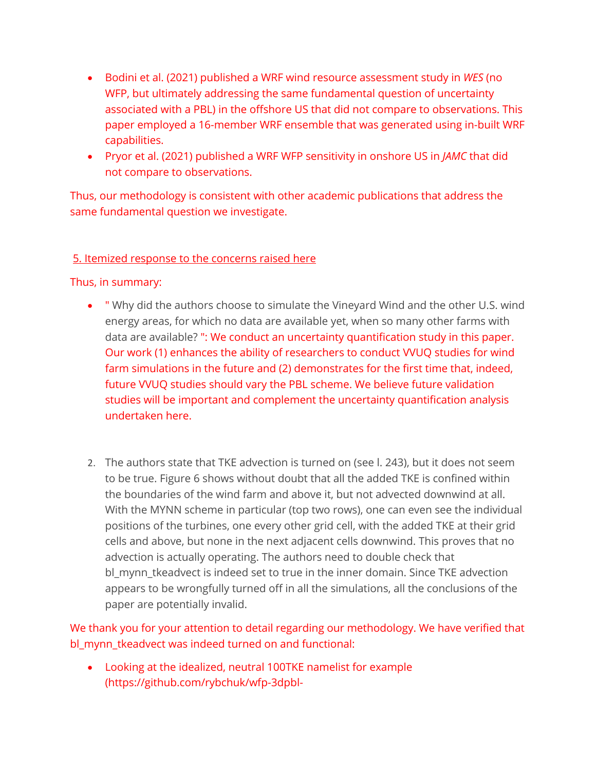- Bodini et al. (2021) published a WRF wind resource assessment study in *WES* (no WFP, but ultimately addressing the same fundamental question of uncertainty associated with a PBL) in the offshore US that did not compare to observations. This paper employed a 16-member WRF ensemble that was generated using in-built WRF capabilities.
- Pryor et al. (2021) published a WRF WFP sensitivity in onshore US in *JAMC* that did not compare to observations.

Thus, our methodology is consistent with other academic publications that address the same fundamental question we investigate.

5. Itemized response to the concerns raised here

Thus, in summary:

- " Why did the authors choose to simulate the Vineyard Wind and the other U.S. wind energy areas, for which no data are available yet, when so many other farms with data are available? ": We conduct an uncertainty quantification study in this paper. Our work (1) enhances the ability of researchers to conduct VVUQ studies for wind farm simulations in the future and (2) demonstrates for the first time that, indeed, future VVUQ studies should vary the PBL scheme. We believe future validation studies will be important and complement the uncertainty quantification analysis undertaken here.

2. The authors state that TKE advection is turned on (see l. 243), but it does not seem to be true. Figure 6 shows without doubt that all the added TKE is confined within the boundaries of the wind farm and above it, but not advected downwind at all. With the MYNN scheme in particular (top two rows), one can even see the individual positions of the turbines, one every other grid cell, with the added TKE at their grid cells and above, but none in the next adjacent cells downwind. This proves that no advection is actually operating. The authors need to double check that bl_mynn_tkeadvect is indeed set to true in the inner domain. Since TKE advection appears to be wrongfully turned off in all the simulations, all the conclusions of the paper are potentially invalid.

We thank you for your attention to detail regarding our methodology. We have verified that bl_mynn_tkeadvect was indeed turned on and functional:

- Looking at the idealized, neutral 100TKE namelist for example (https://github.com/rybchuk/wfp-3dpbl-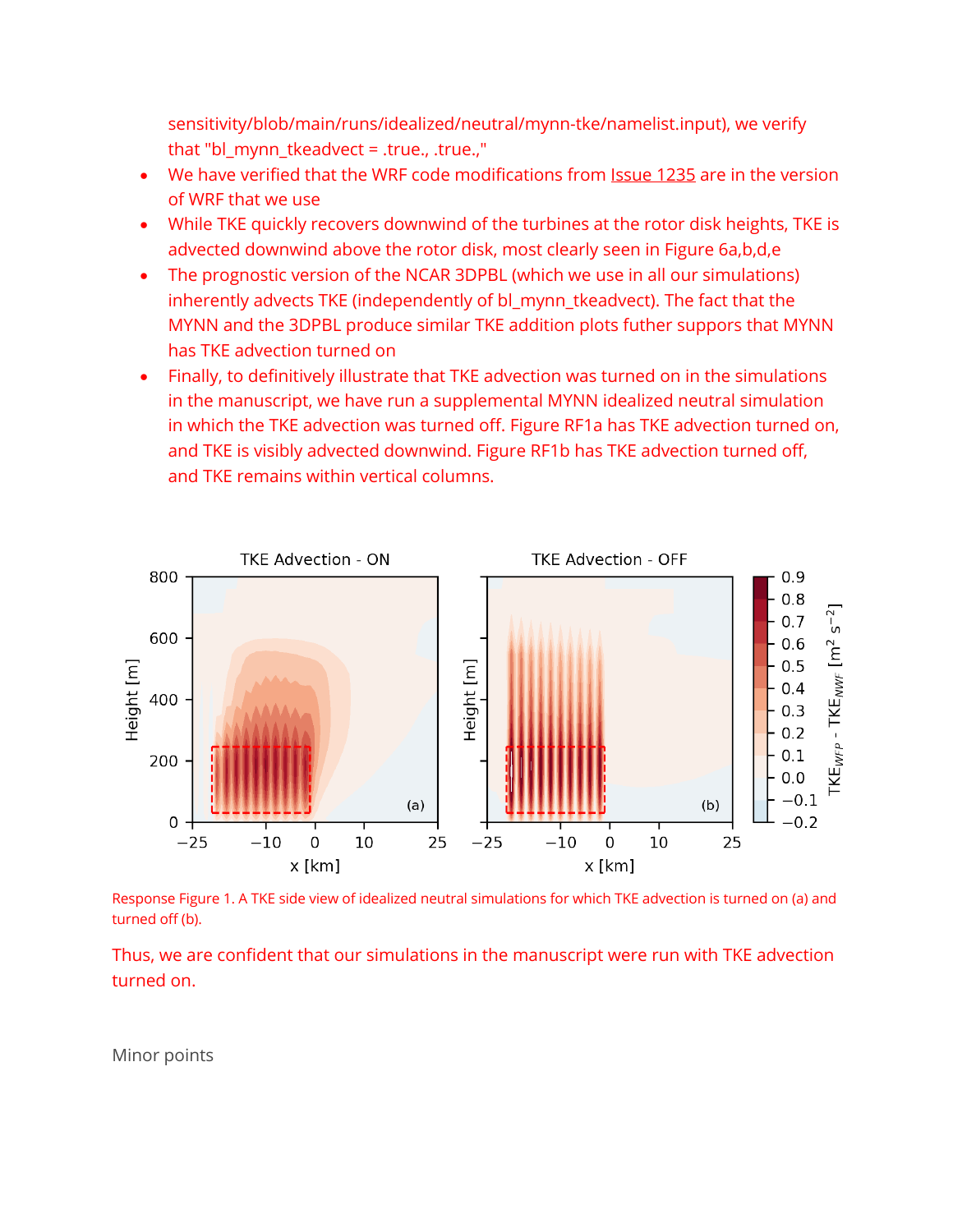sensitivity/blob/main/runs/idealized/neutral/mynn-tke/namelist.input), we verify that "bl_mynn_tkeadvect = .true., .true.,"

- We have verified that the WRF code modifications from Issue 1235 are in the version of WRF that we use
- While TKE quickly recovers downwind of the turbines at the rotor disk heights, TKE is advected downwind above the rotor disk, most clearly seen in Figure 6a,b,d,e
- The prognostic version of the NCAR 3DPBL (which we use in all our simulations) inherently advects TKE (independently of bl_mynn_tkeadvect). The fact that the MYNN and the 3DPBL produce similar TKE addition plots futher suppors that MYNN has TKE advection turned on
- Finally, to definitively illustrate that TKE advection was turned on in the simulations in the manuscript, we have run a supplemental MYNN idealized neutral simulation in which the TKE advection was turned off. Figure RF1a has TKE advection turned on, and TKE is visibly advected downwind. Figure RF1b has TKE advection turned off, and TKE remains within vertical columns.

Response Figure 1. A TKE side view of idealized neutral simulations for which TKE advection is turned on (a) and turned off (b).

Thus, we are confident that our simulations in the manuscript were run with TKE advection turned on.

Minor points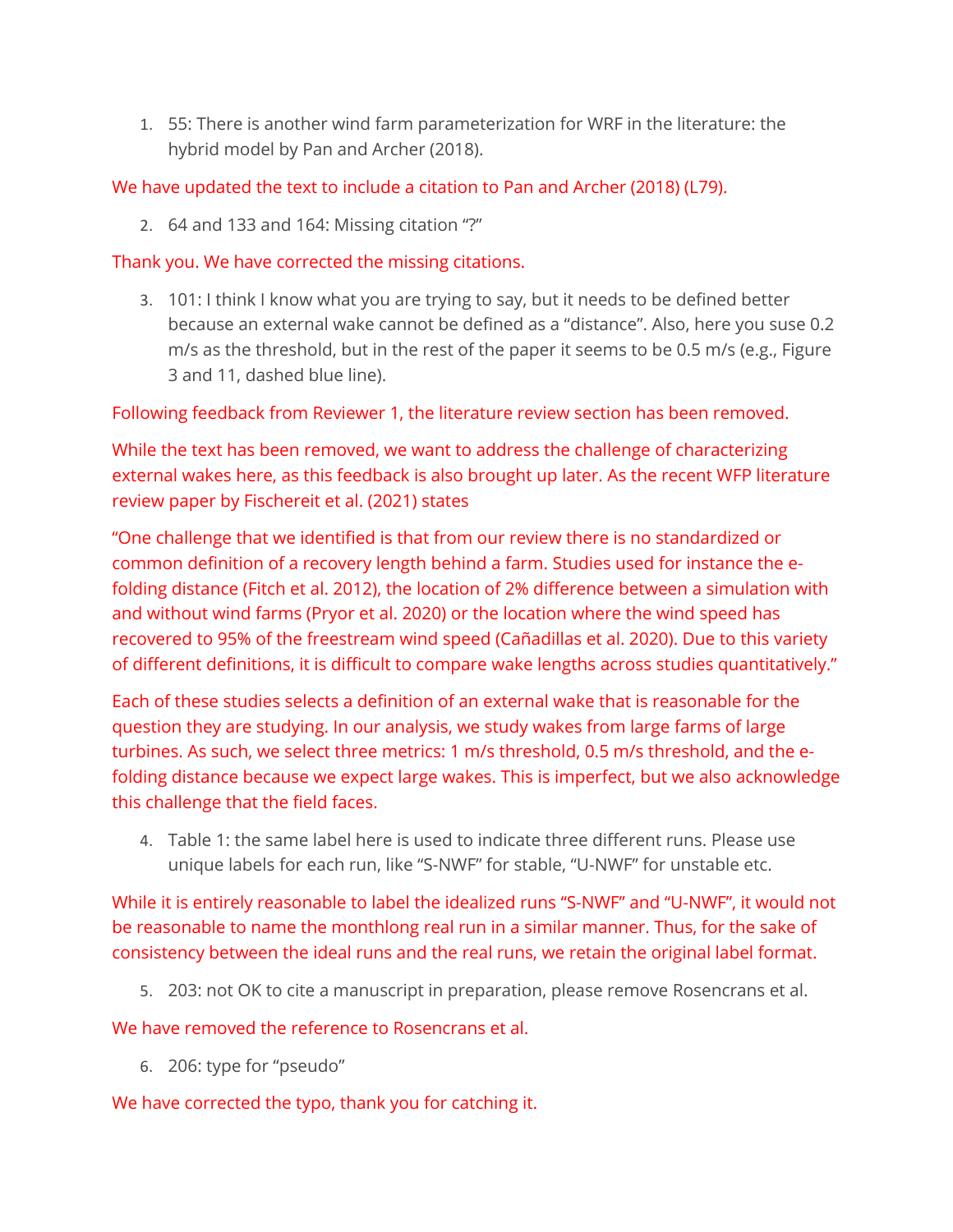1. 55: There is another wind farm parameterization for WRF in the literature: the hybrid model by Pan and Archer (2018).

We have updated the text to include a citation to Pan and Archer (2018) (L79).

2. 64 and 133 and 164: Missing citation "?"

Thank you. We have corrected the missing citations.

3. 101: I think I know what you are trying to say, but it needs to be defined better because an external wake cannot be defined as a "distance". Also, here you suse 0.2 m/s as the threshold, but in the rest of the paper it seems to be 0.5 m/s (e.g., Figure 3 and 11, dashed blue line).

Following feedback from Reviewer 1, the literature review section has been removed.

While the text has been removed, we want to address the challenge of characterizing external wakes here, as this feedback is also brought up later. As the recent WFP literature review paper by Fischereit et al. (2021) states

"One challenge that we identified is that from our review there is no standardized or common definition of a recovery length behind a farm. Studies used for instance the e-folding distance (Fitch et al. 2012), the location of 2% difference between a simulation with and without wind farms (Pryor et al. 2020) or the location where the wind speed has recovered to 95% of the freestream wind speed (Cañadillas et al. 2020). Due to this variety of different definitions, it is difficult to compare wake lengths across studies quantitatively."

Each of these studies selects a definition of an external wake that is reasonable for the question they are studying. In our analysis, we study wakes from large farms of large turbines. As such, we select three metrics: 1 m/s threshold, 0.5 m/s threshold, and the e-folding distance because we expect large wakes. This is imperfect, but we also acknowledge this challenge that the field faces.

4. Table 1: the same label here is used to indicate three different runs. Please use unique labels for each run, like "S-NWF" for stable, "U-NWF" for unstable etc.

While it is entirely reasonable to label the idealized runs "S-NWF" and "U-NWF", it would not be reasonable to name the monthlong real run in a similar manner. Thus, for the sake of consistency between the ideal runs and the real runs, we retain the original label format.

5. 203: not OK to cite a manuscript in preparation, please remove Rosencrans et al.

We have removed the reference to Rosencrans et al.

6. 206: type for "pseudo"

We have corrected the typo, thank you for catching it.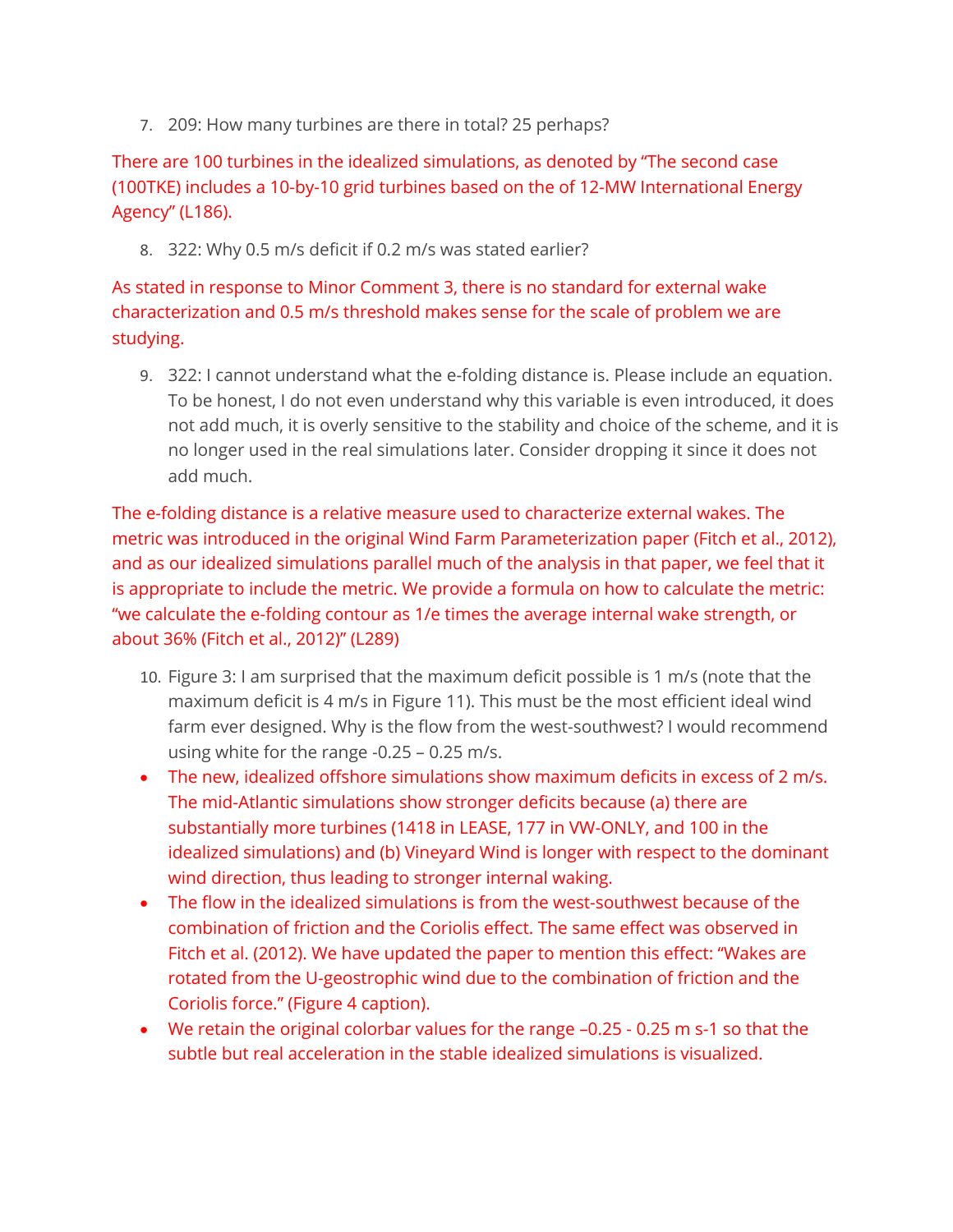7. 209: How many turbines are there in total? 25 perhaps?

There are 100 turbines in the idealized simulations, as denoted by "The second case (100TKE) includes a 10-by-10 grid turbines based on the of 12-MW International Energy Agency" (L186).

8. 322: Why 0.5 m/s deficit if 0.2 m/s was stated earlier?

As stated in response to Minor Comment 3, there is no standard for external wake characterization and 0.5 m/s threshold makes sense for the scale of problem we are studying.

9. 322: I cannot understand what the e-folding distance is. Please include an equation. To be honest, I do not even understand why this variable is even introduced, it does not add much, it is overly sensitive to the stability and choice of the scheme, and it is no longer used in the real simulations later. Consider dropping it since it does not add much.

The e-folding distance is a relative measure used to characterize external wakes. The metric was introduced in the original Wind Farm Parameterization paper (Fitch et al., 2012), and as our idealized simulations parallel much of the analysis in that paper, we feel that it is appropriate to include the metric. We provide a formula on how to calculate the metric: "we calculate the e-folding contour as 1/e times the average internal wake strength, or about 36% (Fitch et al., 2012)" (L289)

10. Figure 3: I am surprised that the maximum deficit possible is 1 m/s (note that the maximum deficit is 4 m/s in Figure 11). This must be the most efficient ideal wind farm ever designed. Why is the flow from the west-southwest? I would recommend using white for the range -0.25 – 0.25 m/s.

- The new, idealized offshore simulations show maximum deficits in excess of 2 m/s. The mid-Atlantic simulations show stronger deficits because (a) there are substantially more turbines (1418 in LEASE, 177 in VW-ONLY, and 100 in the idealized simulations) and (b) Vineyard Wind is longer with respect to the dominant wind direction, thus leading to stronger internal waking.
- The flow in the idealized simulations is from the west-southwest because of the combination of friction and the Coriolis effect. The same effect was observed in Fitch et al. (2012). We have updated the paper to mention this effect: "Wakes are rotated from the U-geostrophic wind due to the combination of friction and the Coriolis force." (Figure 4 caption).
- We retain the original colorbar values for the range –0.25 - 0.25 m s-1 so that the subtle but real acceleration in the stable idealized simulations is visualized.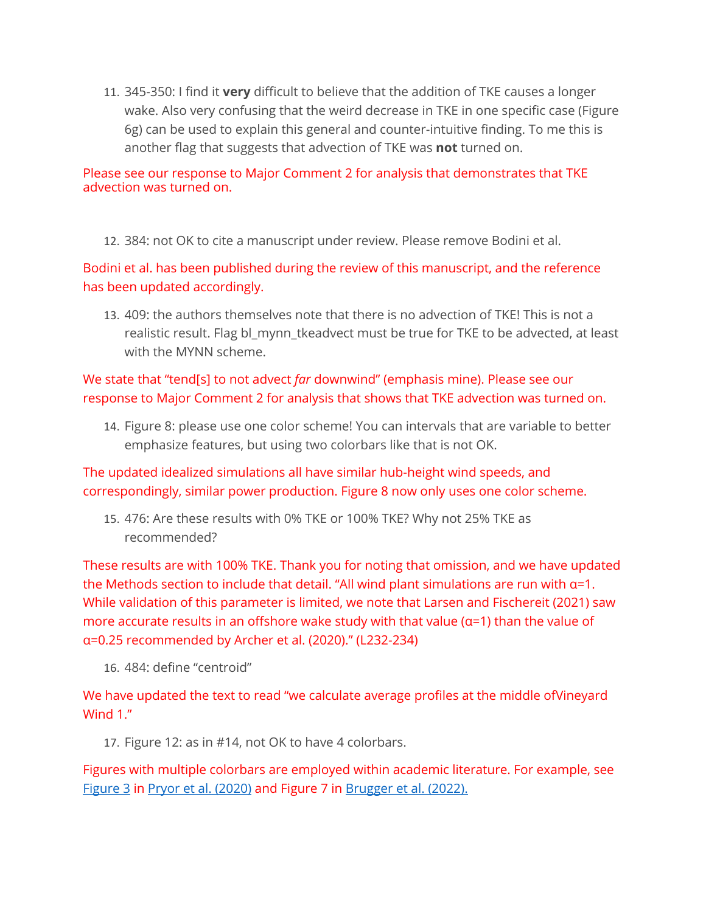11. 345-350: I find it **very** difficult to believe that the addition of TKE causes a longer wake. Also very confusing that the weird decrease in TKE in one specific case (Figure 6g) can be used to explain this general and counter-intuitive finding. To me this is another flag that suggests that advection of TKE was **not** turned on.

Please see our response to Major Comment 2 for analysis that demonstrates that TKE advection was turned on.

12. 384: not OK to cite a manuscript under review. Please remove Bodini et al.

Bodini et al. has been published during the review of this manuscript, and the reference has been updated accordingly.

13. 409: the authors themselves note that there is no advection of TKE! This is not a realistic result. Flag bl_mynn_tkeadvect must be true for TKE to be advected, at least with the MYNN scheme.

We state that "tend[s] to not advect *far* downwind" (emphasis mine). Please see our response to Major Comment 2 for analysis that shows that TKE advection was turned on.

14. Figure 8: please use one color scheme! You can intervals that are variable to better emphasize features, but using two colorbars like that is not OK.

The updated idealized simulations all have similar hub-height wind speeds, and correspondingly, similar power production. Figure 8 now only uses one color scheme.

15. 476: Are these results with 0% TKE or 100% TKE? Why not 25% TKE as recommended?

These results are with 100% TKE. Thank you for noting that omission, and we have updated the Methods section to include that detail. "All wind plant simulations are run with $\alpha$=1. While validation of this parameter is limited, we note that Larsen and Fischereit (2021) saw more accurate results in an offshore wake study with that value ($\alpha$=1) than the value of $\alpha$=0.25 recommended by Archer et al. (2020)." (L232-234)

16. 484: define "centroid"

We have updated the text to read "we calculate average profiles at the middle ofVineyard Wind 1."

17. Figure 12: as in #14, not OK to have 4 colorbars.

Figures with multiple colorbars are employed within academic literature. For example, see [Figure 3](#) in [Pryor et al. (2020)](#) and Figure 7 in [Brugger et al. (2022).](#)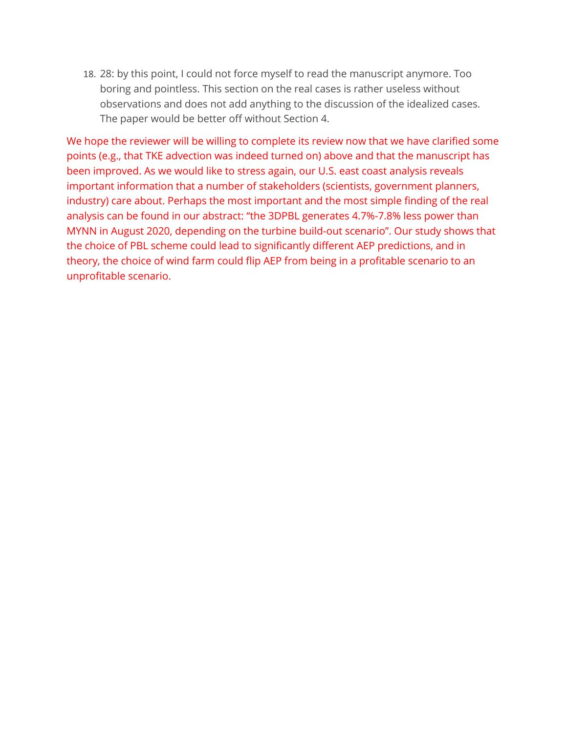18. 28: by this point, I could not force myself to read the manuscript anymore. Too boring and pointless. This section on the real cases is rather useless without observations and does not add anything to the discussion of the idealized cases. The paper would be better off without Section 4.

We hope the reviewer will be willing to complete its review now that we have clarified some points (e.g., that TKE advection was indeed turned on) above and that the manuscript has been improved. As we would like to stress again, our U.S. east coast analysis reveals important information that a number of stakeholders (scientists, government planners, industry) care about. Perhaps the most important and the most simple finding of the real analysis can be found in our abstract: "the 3DPBL generates 4.7%-7.8% less power than MYNN in August 2020, depending on the turbine build-out scenario". Our study shows that the choice of PBL scheme could lead to significantly different AEP predictions, and in theory, the choice of wind farm could flip AEP from being in a profitable scenario to an unprofitable scenario.